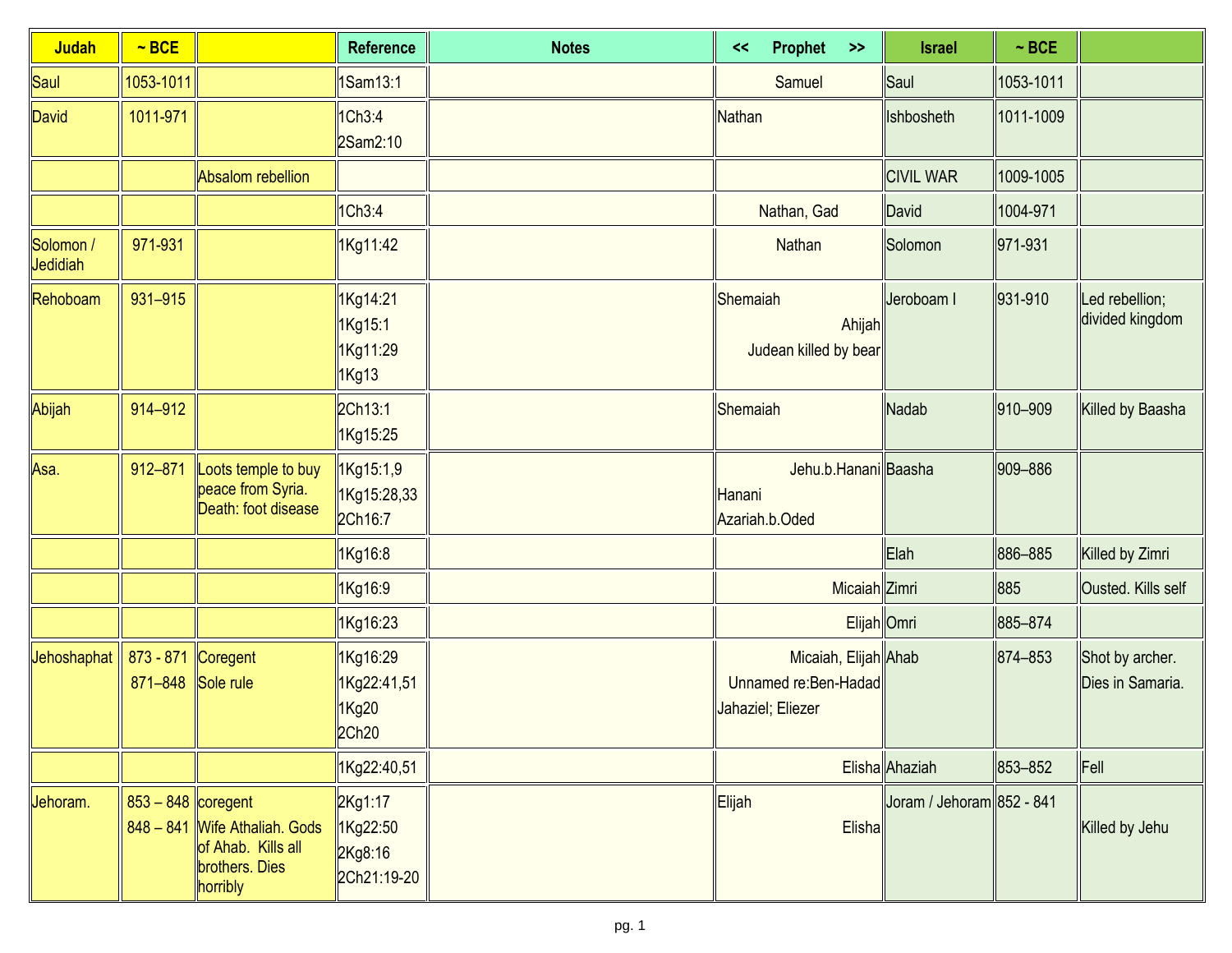| Judah | ~ BCE | | Reference | Notes | << Prophet >> | Israel | ~ BCE | |
|---|---|---|---|---|---|---|---|---|
| Saul | 1053-1011 | | 1Sam13:1 | | Samuel | Saul | 1053-1011 | |
| David | 1011-971 | | 1Ch3:4<br>2Sam2:10 | | Nathan | Ishbosheth | 1011-1009 | |
| | | Absalom rebellion | | | | CIVIL WAR | 1009-1005 | |
| | | | 1Ch3:4 | | Nathan, Gad | David | 1004-971 | |
| Solomon / Jedidiah | 971-931 | | 1Kg11:42 | | Nathan | Solomon | 971-931 | |
| Rehoboam | 931–915 | | 1Kg14:21<br>1Kg15:1<br>1Kg11:29<br>1Kg13 | | Shemaiah<br>Ahijah<br>Judean killed by bear | Jeroboam I | 931-910 | Led rebellion; divided kingdom |
| Abijah | 914–912 | | 2Ch13:1<br>1Kg15:25 | | Shemaiah | Nadab | 910–909 | Killed by Baasha |
| Asa. | 912–871 | Loots temple to buy peace from Syria. Death: foot disease | 1Kg15:1,9<br>1Kg15:28,33<br>2Ch16:7 | | Jehu.b.Hanani<br>Hanani<br>Azariah.b.Oded | Baasha | 909–886 | |
| | | | 1Kg16:8 | | | Elah | 886–885 | Killed by Zimri |
| | | | 1Kg16:9 | | Micaiah | Zimri | 885 | Ousted. Kills self |
| | | | 1Kg16:23 | | Elijah | Omri | 885–874 | |
| Jehoshaphat | 873 - 871<br>871–848 | Coregent<br>Sole rule | 1Kg16:29<br>1Kg22:41,51<br>1Kg20<br>2Ch20 | | Micaiah, Elijah<br>Unnamed re:Ben-Hadad<br>Jahaziel; Eliezer | Ahab | 874–853 | Shot by archer. Dies in Samaria. |
| | | | 1Kg22:40,51 | | Elisha | Ahaziah | 853–852 | Fell |
| Jehoram. | 853 – 848<br>848 – 841 | coregent<br>Wife Athaliah. Gods of Ahab. Kills all brothers. Dies horribly | 2Kg1:17<br>1Kg22:50<br>2Kg8:16<br>2Ch21:19-20 | | Elijah<br>Elisha | Joram / Jehoram | 852 - 841 | Killed by Jehu |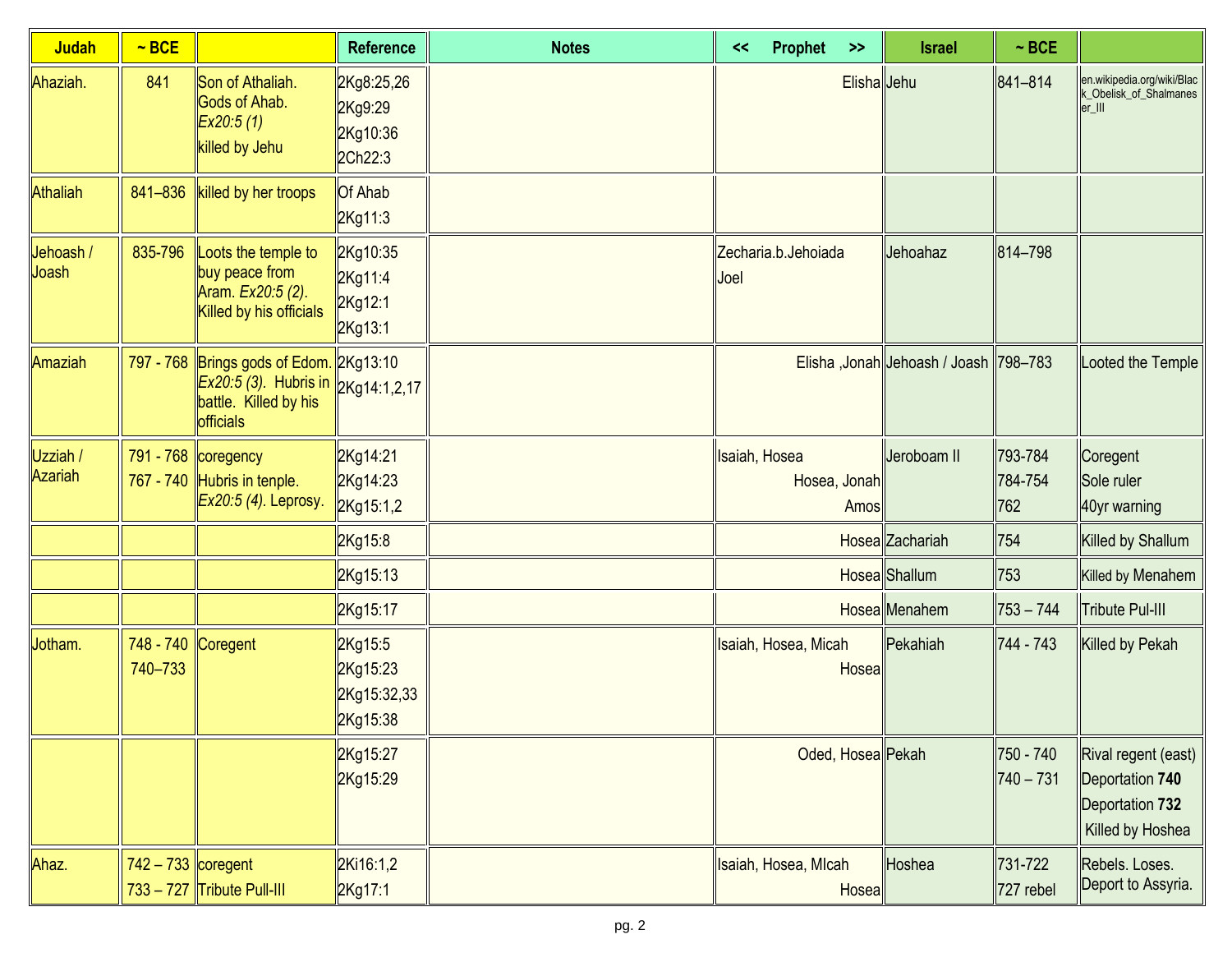| Judah | ~ BCE | | Reference | Notes | << Prophet >> | Israel | ~ BCE | |
|---|---|---|---|---|---|---|---|---|
| Ahaziah. | 841 | Son of Athaliah. Gods of Ahab. *Ex20:5 (1)* killed by Jehu | 2Kg8:25,26 2Kg9:29 2Kg10:36 2Ch22:3 | | Elisha | Jehu | 841–814 | en.wikipedia.org/wiki/Black_Obelisk_of_Shalmaneser_III |
| Athaliah | 841–836 | killed by her troops | Of Ahab 2Kg11:3 | | | | | |
| Jehoash / Joash | 835-796 | Loots the temple to buy peace from Aram. *Ex20:5 (2)*. Killed by his officials | 2Kg10:35 2Kg11:4 2Kg12:1 2Kg13:1 | | Zecharia.b.Jehoiada Joel | Jehoahaz | 814–798 | |
| Amaziah | 797 - 768 | Brings gods of Edom. *Ex20:5 (3)*. Hubris in battle. Killed by his officials | 2Kg13:10 2Kg14:1,2,17 | | Elisha ,Jonah | Jehoash / Joash | 798–783 | Looted the Temple |
| Uzziah / Azariah | 791 - 768 767 - 740 | coregency Hubris in tenple. *Ex20:5 (4)*. Leprosy. | 2Kg14:21 2Kg14:23 2Kg15:1,2 | | Isaiah, Hosea Hosea, Jonah Amos | Jeroboam II | 793-784 784-754 762 | Coregent Sole ruler 40yr warning |
| | | | 2Kg15:8 | | Hosea | Zachariah | 754 | Killed by Shallum |
| | | | 2Kg15:13 | | Hosea | Shallum | 753 | Killed by Menahem |
| | | | 2Kg15:17 | | Hosea | Menahem | 753 – 744 | Tribute Pul-III |
| Jotham. | 748 - 740 740–733 | Coregent | 2Kg15:5 2Kg15:23 2Kg15:32,33 2Kg15:38 | | Isaiah, Hosea, Micah Hosea | Pekahiah | 744 - 743 | Killed by Pekah |
| | | | 2Kg15:27 2Kg15:29 | | Oded, Hosea | Pekah | 750 - 740 740 – 731 | Rival regent (east) Deportation **740** Deportation **732** Killed by Hoshea |
| Ahaz. | 742 – 733 733 – 727 | coregent Tribute Pull-III | 2Ki16:1,2 2Kg17:1 | | Isaiah, Hosea, MIcah Hosea | Hoshea | 731-722 727 rebel | Rebels. Loses. Deport to Assyria. |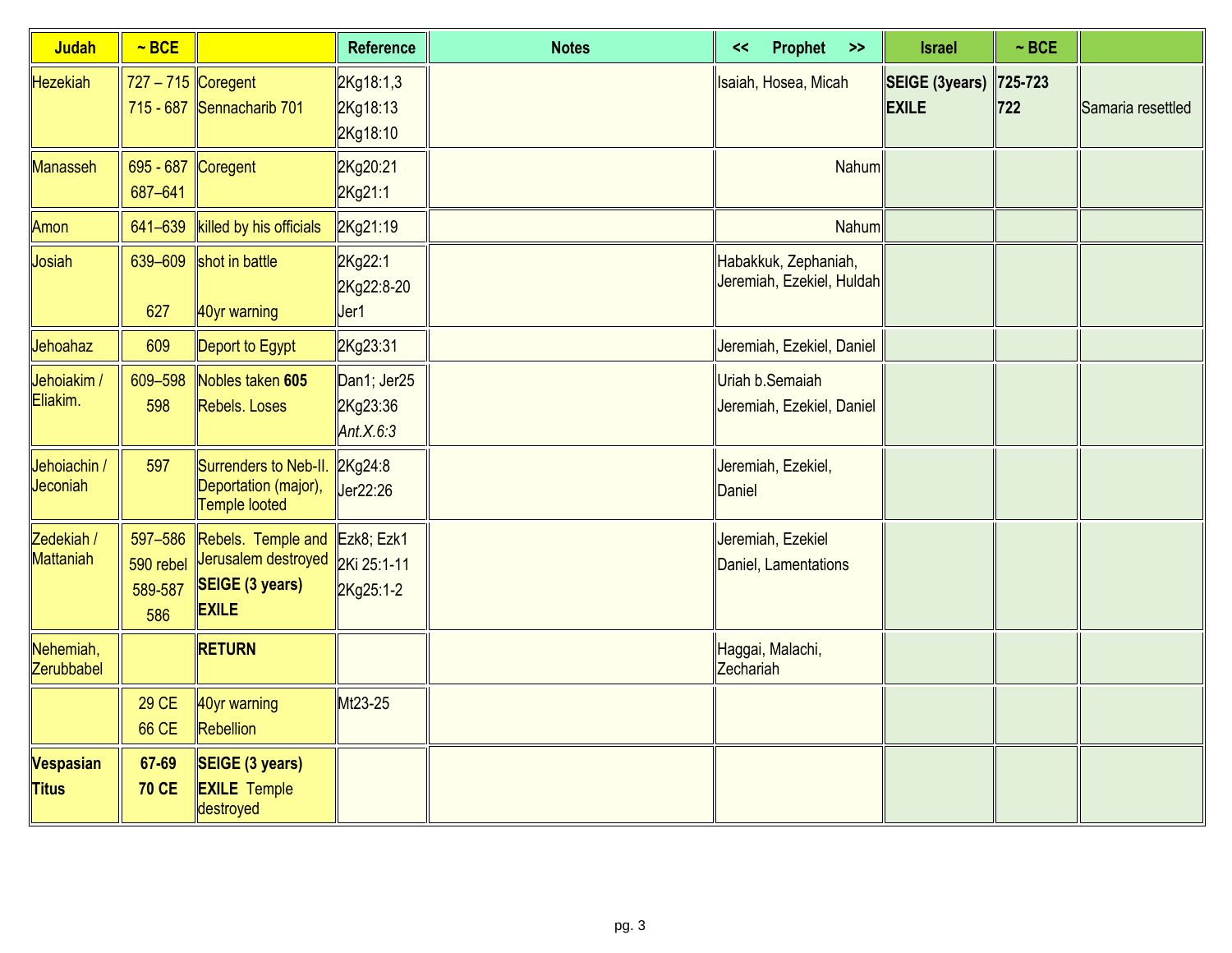| Judah | ~ BCE | | Reference | Notes | << Prophet >> | Israel | ~ BCE | |
|---|---|---|---|---|---|---|---|---|
| Hezekiah | 727 – 715<br>715 - 687 | Coregent<br>Sennacharib 701 | 2Kg18:1,3<br>2Kg18:13<br>2Kg18:10 | | Isaiah, Hosea, Micah | **SEIGE (3years)**<br>**EXILE** | **725-723**<br>**722** | <br>Samaria resettled |
| Manasseh | 695 - 687<br>687–641 | Coregent | 2Kg20:21<br>2Kg21:1 | | Nahum | | | |
| Amon | 641–639 | killed by his officials | 2Kg21:19 | | Nahum | | | |
| Josiah | 639–609<br><br>627 | shot in battle<br><br>40yr warning | 2Kg22:1<br>2Kg22:8-20<br>Jer1 | | Habakkuk, Zephaniah, Jeremiah, Ezekiel, Huldah | | | |
| Jehoahaz | 609 | Deport to Egypt | 2Kg23:31 | | Jeremiah, Ezekiel, Daniel | | | |
| Jehoiakim / Eliakim. | 609–598<br>598 | Nobles taken **605**<br>Rebels. Loses | Dan1; Jer25<br>2Kg23:36<br>*Ant.X.6:3* | | Uriah b.Semaiah<br>Jeremiah, Ezekiel, Daniel | | | |
| Jehoiachin / Jeconiah | 597 | Surrenders to Neb-II. Deportation (major), Temple looted | 2Kg24:8<br>Jer22:26 | | Jeremiah, Ezekiel,<br>Daniel | | | |
| Zedekiah / Mattaniah | 597–586<br>590 rebel<br>589-587<br>586 | Rebels. Temple and Jerusalem destroyed<br>**SEIGE (3 years)**<br>**EXILE** | Ezk8; Ezk1<br>2Ki 25:1-11<br>2Kg25:1-2 | | Jeremiah, Ezekiel<br>Daniel, Lamentations | | | |
| Nehemiah, Zerubbabel | | **RETURN** | | | Haggai, Malachi, Zechariah | | | |
| | 29 CE<br>66 CE | 40yr warning<br>Rebellion | Mt23-25 | | | | | |
| **Vespasian**<br>**Titus** | **67-69**<br>**70 CE** | **SEIGE (3 years)**<br>**EXILE** Temple destroyed | | | | | | |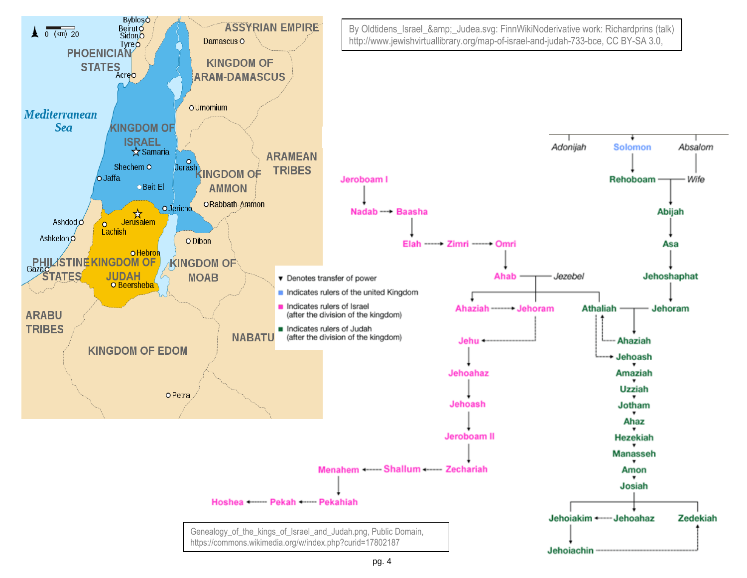ASSYRIAN EMPIRE

Byblos
Beirut
Sidon
Tyre
Damascus

0 (km) 20

PHOENICIAN STATES

Acre

KINGDOM OF ARAM-DAMASCUS

Umomium

Mediterranean Sea

KINGDOM OF ISRAEL

Samaria

ARAMEAN TRIBES

Shechem

Jerash

KINGDOM OF AMMON

Jaffa

Beit El

Jericho

Rabbath-Ammon

Ashdod

Jerusalem

Lachish

Ashkelon

Dibon

Hebron

Gaza

PHILISTINE STATES

KINGDOM OF JUDAH

KINGDOM OF MOAB

Beersheba

ARABU TRIBES

NABATU

KINGDOM OF EDOM

Petra

By Oldtidens_Israel_&amp;_Judea.svg: FinnWikiNoderivative work: Richardprins (talk) http://www.jewishvirtuallibrary.org/map-of-israel-and-judah-733-bce, CC BY-SA 3.0,

Adonijah
Solomon
Absalom

Jeroboam I
Rehoboam
Wife

Nadab
Baasha
Abijah

Elah
Zimri
Omri
Asa

Ahab
Jezebel
Jehoshaphat

Ahaziah
Jehoram
Athaliah
Jehoram

Jehu
Ahaziah

Jehoash

Jehoahaz
Amaziah

Uzziah

Jehoash
Jotham

Ahaz

Jeroboam II
Hezekiah

Manasseh

Menahem
Shallum
Zechariah
Amon

Josiah

Hoshea
Pekah
Pekahiah

Jehoiakim
Jehoahaz
Zedekiah

Jehoiachin

▼ Denotes transfer of power

Indicates rulers of the united Kingdom

Indicates rulers of Israel (after the division of the kingdom)

Indicates rulers of Judah (after the division of the kingdom)

Genealogy_of_the_kings_of_Israel_and_Judah.png, Public Domain, https://commons.wikimedia.org/w/index.php?curid=17802187